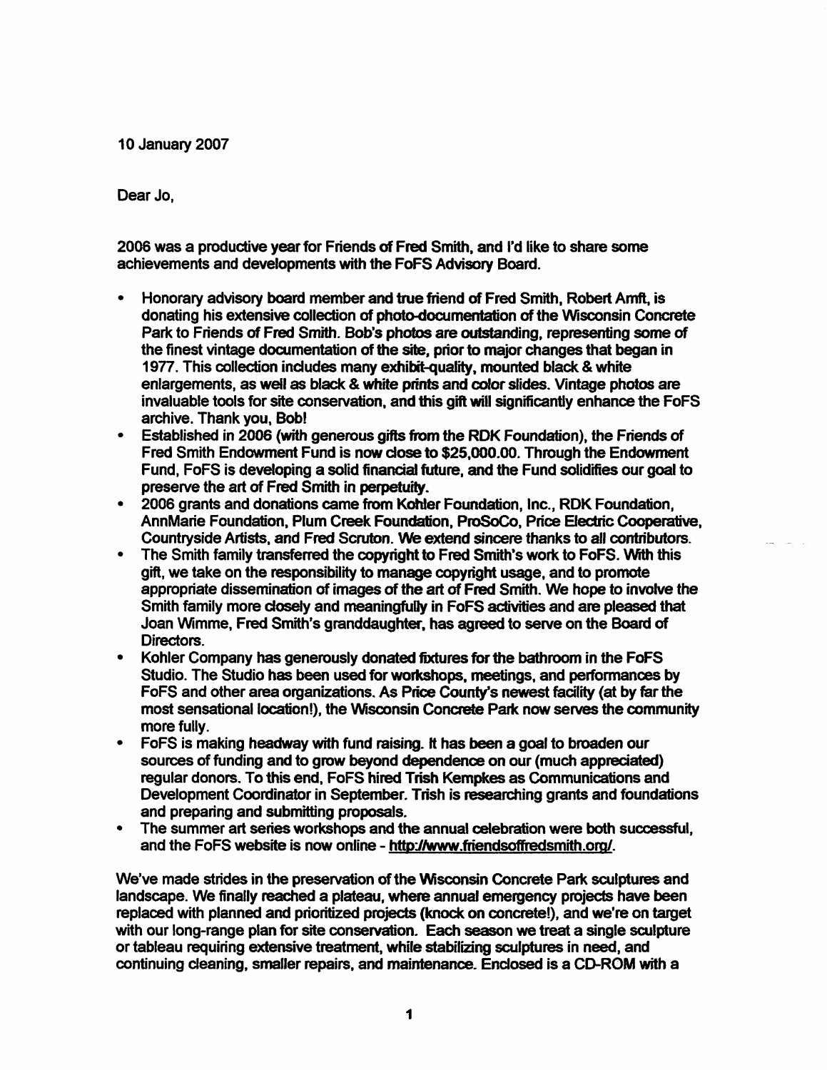10 January 2007

Dear Jo,

2006 was a productive year for Friends of Fred Smith, and I'd like to share some achievements and developments with the FoFS Advisory Board.

- Honorary advisory board member and true friend of Fred Smith, Robert Amft, is donating his extensive collection of photo-documentation of the Wisconsin Concrete Park to Friends of Fred Smith. Bob's photos are outstanding, representing some of the finest vintage documentation of the site, prior to major changes that began in 1977. This collection includes many exhibit-quality, mounted black & white enlargements, as well as black & white prints and color slides. Vintage photos are invaluable tools for site conservation, and this gift will significantly enhance the FoFS archive. Thank you, Bob!
- Established in 2006 (with generous gifts from the RDK Foundation), the Friends of Fred Smith Endowment Fund is now close to $25,000.00. Through the Endowment Fund, FoFS is developing a solid financial future, and the Fund solidifies our goal to preserve the art of Fred Smith in perpetuity.
- 2006 grants and donations came from Kohler Foundation, Inc., RDK Foundation, AnnMarie Foundation, Plum Creek Foundation, ProSoCo, Price Electric Cooperative, Countryside Artists, and Fred Scruton. We extend sincere thanks to all contributors.
- The Smith family transferred the copyright to Fred Smith's work to FoFS. With this gift, we take on the responsibility to manage copyright usage, and to promote appropriate dissemination of images of the art of Fred Smith. We hope to involve the Smith family more closely and meaningfully in FoFS activities and are pleased that Joan Wimme, Fred Smith's granddaughter, has agreed to serve on the Board of Directors.
- Kohler Company has generously donated fixtures for the bathroom in the FoFS Studio. The Studio has been used for workshops, meetings, and performances by FoFS and other area organizations. As Price County's newest facility (at by far the most sensational location!), the Wisconsin Concrete Park now serves the community more fully.
- FoFS is making headway with fund raising. It has been a goal to broaden our sources of funding and to grow beyond dependence on our (much appreciated) regular donors. To this end, FoFS hired Trish Kempkes as Communications and Development Coordinator in September. Trish is researching grants and foundations and preparing and submitting proposals.
- The summer art series workshops and the annual celebration were both successful, and the FoFS website is now online - http://www.friendsoffredsmith.org/.

We've made strides in the preservation of the Wisconsin Concrete Park sculptures and landscape. We finally reached a plateau, where annual emergency projects have been replaced with planned and prioritized projects (knock on concrete!), and we're on target with our long-range plan for site conservation. Each season we treat a single sculpture or tableau requiring extensive treatment, while stabilizing sculptures in need, and continuing cleaning, smaller repairs, and maintenance. Enclosed is a CD-ROM with a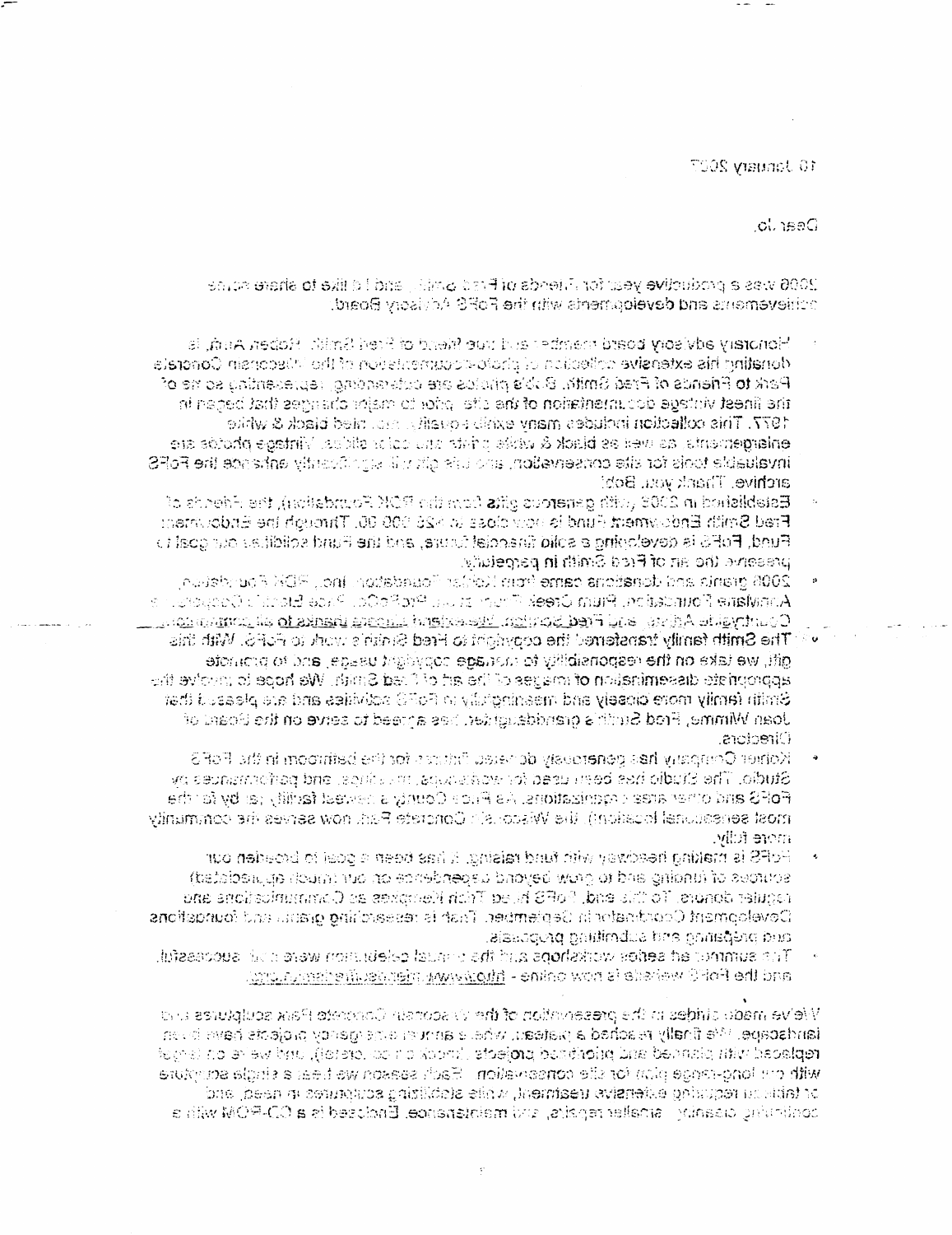10 January 2007

Dear Jo,

2006 was a productive year for Friends of Fred Smith, and I'd like to share some achievements and developments with the FoFS Advisory Board.

- Honorary advisory board member and true friend of Fred Smith, Robert Auth, is donating his extensive collection of photo-documentation of the Wisconsin Concrete Park to Friends of Fred Smith. Bob's photos are outstanding, representing some of the finest vintage documentation of the site prior to major changes that began in 1977. This collection includes many exquisitely mounted black & white enlargements as well as black & white prints and color slides. Vintage photos are invaluable tools for site conservation, and this gift will significantly enhance the FoFS archive. Thank you, Bob!
- Established in 2005 with generous gifts from the RDK Foundation, the Friends of Fred Smith Endowment Fund is now close to $28,000.00. Through the Endowment Fund, FoFS is developing a solid financial future, and the Fund solidifies our goal to preserve the art of Fred Smith in perpetuity.
- 2006 grants and donations came from Kohler Foundation, Inc., RDK Foundation, Annalane Foundation, Plum Creek Timber Co., Inc., ArtsFoCo, Price Electric Cooperative, Countryside Artists, and Fred Scholten. Heartfelt and sincere thanks to all contributors.
- The Smith family transferred the copyright to Fred Smith's work to FoFS. With this gift, we take on the responsibility to manage copyright usage, and to promote appropriate dissemination of images of the art of Fred Smith. We hope to involve the Smith family more closely and meaningfully in FoFS activities and are pleased that Joan Wimme, Fred Smith's granddaughter, has agreed to serve on the Board of Directors.
- Kohler Company has generously donated fixtures for the bathroom in the FoFS Studio. The Studio has been used for workshops, meetings, and performances by FoFS and other area organizations. As Price County's newest facility (and by far the most sensational location!) the Wisconsin Concrete Park now serves the community more fully.
- FoFS is making headway with fund raising. It has been a goal to broaden our sources of funding and to grow beyond dependence on our (much appreciated) regular donors. To this end, FoFS hired Trish Hampes as Communications and Development Coordinator in September. Trish is researching grants and foundations and preparing and submitting proposals.
- The summer art series workshops and the annual celebration were all successful, and the FoFS website is now online - http://www.friendsoffredsmith.org

We've made strides in the preservation of the Wisconsin Concrete Park sculptures and landscape. We finally reached a plateau, where annual emergency projects have been replaced with planned and prioritized projects (knock on concrete), and we're on target with our long-range plan for site conservation. Each season we treat a single sculpture or tableau requiring extensive treatment, while stabilizing sculptures in need, and continuing cleaning, smaller repairs, and maintenance. Enclosed is a CD-ROM with a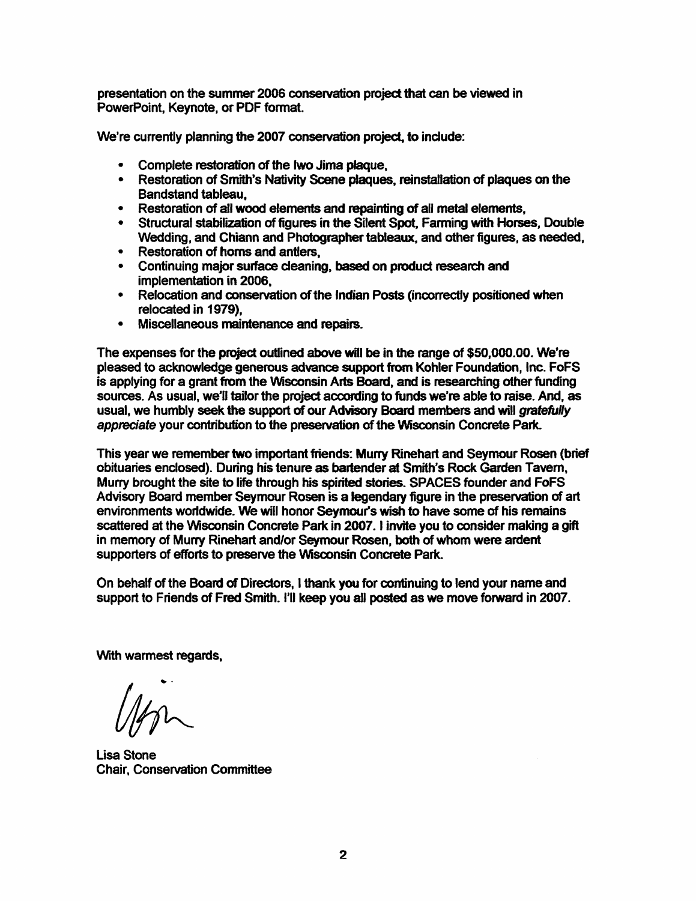presentation on the summer 2006 conservation project that can be viewed in PowerPoint, Keynote, or PDF format.

We're currently planning the 2007 conservation project, to include:

- Complete restoration of the Iwo Jima plaque,
- Restoration of Smith's Nativity Scene plaques, reinstallation of plaques on the Bandstand tableau,
- Restoration of all wood elements and repainting of all metal elements,
- Structural stabilization of figures in the Silent Spot, Farming with Horses, Double Wedding, and Chiann and Photographer tableaux, and other figures, as needed,
- Restoration of horns and antlers,
- Continuing major surface cleaning, based on product research and implementation in 2006,
- Relocation and conservation of the Indian Posts (incorrectly positioned when relocated in 1979),
- Miscellaneous maintenance and repairs.

The expenses for the project outlined above will be in the range of $50,000.00. We're pleased to acknowledge generous advance support from Kohler Foundation, Inc. FoFS is applying for a grant from the Wisconsin Arts Board, and is researching other funding sources. As usual, we'll tailor the project according to funds we're able to raise. And, as usual, we humbly seek the support of our Advisory Board members and will *gratefully appreciate* your contribution to the preservation of the Wisconsin Concrete Park.

This year we remember two important friends: Murry Rinehart and Seymour Rosen (brief obituaries enclosed). During his tenure as bartender at Smith's Rock Garden Tavern, Murry brought the site to life through his spirited stories. SPACES founder and FoFS Advisory Board member Seymour Rosen is a legendary figure in the preservation of art environments worldwide. We will honor Seymour's wish to have some of his remains scattered at the Wisconsin Concrete Park in 2007. I invite you to consider making a gift in memory of Murry Rinehart and/or Seymour Rosen, both of whom were ardent supporters of efforts to preserve the Wisconsin Concrete Park.

On behalf of the Board of Directors, I thank you for continuing to lend your name and support to Friends of Fred Smith. I'll keep you all posted as we move forward in 2007.

With warmest regards,

Lisa Stone
Chair, Conservation Committee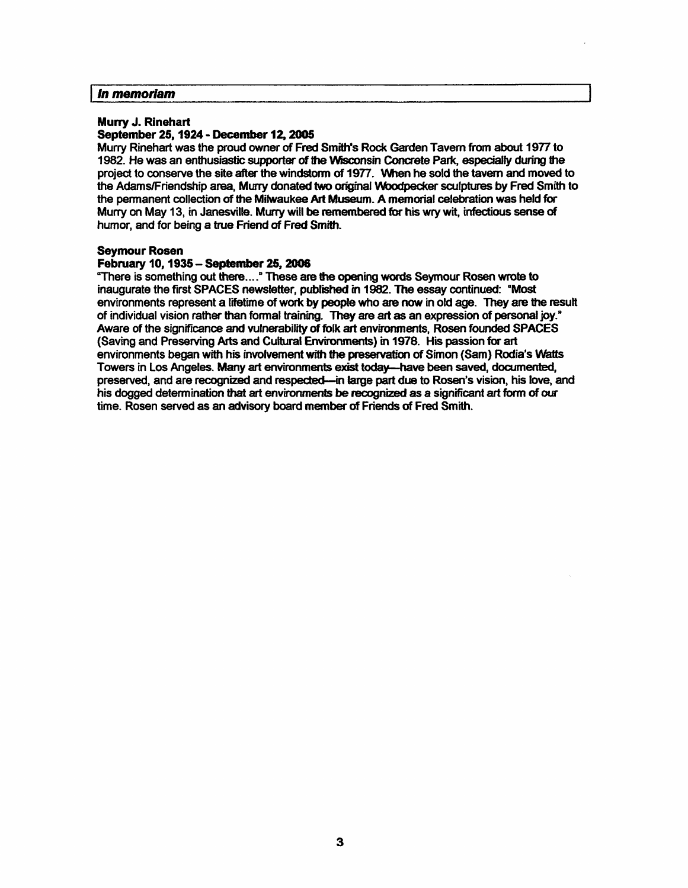## *In memoriam*

### Murry J. Rinehart
**September 25, 1924 - December 12, 2005**

Murry Rinehart was the proud owner of Fred Smith's Rock Garden Tavern from about 1977 to 1982. He was an enthusiastic supporter of the Wisconsin Concrete Park, especially during the project to conserve the site after the windstorm of 1977. When he sold the tavern and moved to the Adams/Friendship area, Murry donated two original Woodpecker sculptures by Fred Smith to the permanent collection of the Milwaukee Art Museum. A memorial celebration was held for Murry on May 13, in Janesville. Murry will be remembered for his wry wit, infectious sense of humor, and for being a true Friend of Fred Smith.

### Seymour Rosen
**February 10, 1935 – September 25, 2006**

"There is something out there...." These are the opening words Seymour Rosen wrote to inaugurate the first SPACES newsletter, published in 1982. The essay continued: "Most environments represent a lifetime of work by people who are now in old age. They are the result of individual vision rather than formal training. They are art as an expression of personal joy." Aware of the significance and vulnerability of folk art environments, Rosen founded SPACES (Saving and Preserving Arts and Cultural Environments) in 1978. His passion for art environments began with his involvement with the preservation of Simon (Sam) Rodia's Watts Towers in Los Angeles. Many art environments exist today—have been saved, documented, preserved, and are recognized and respected—in large part due to Rosen's vision, his love, and his dogged determination that art environments be recognized as a significant art form of our time. Rosen served as an advisory board member of Friends of Fred Smith.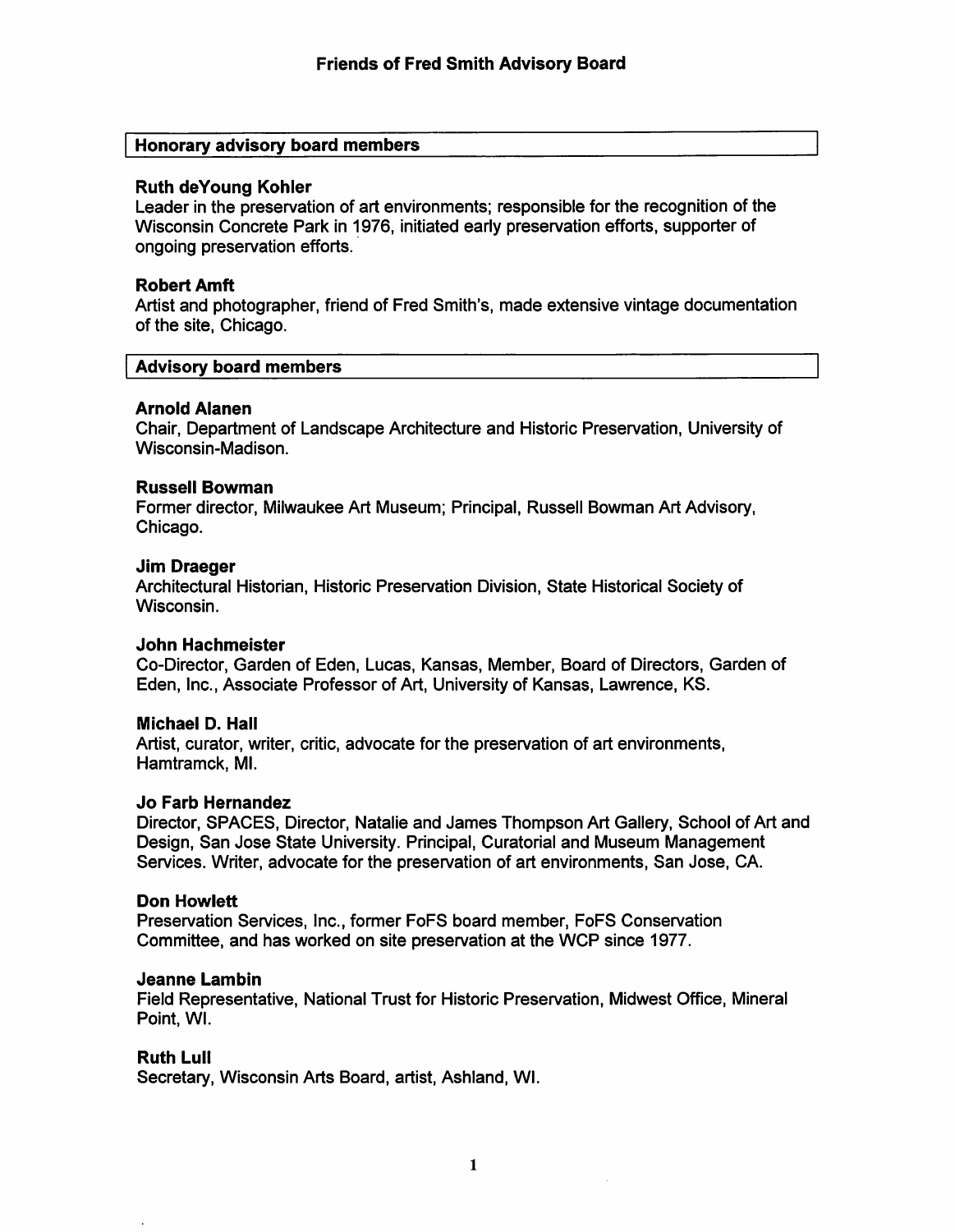# Friends of Fred Smith Advisory Board

## Honorary advisory board members

**Ruth deYoung Kohler**
Leader in the preservation of art environments; responsible for the recognition of the Wisconsin Concrete Park in 1976, initiated early preservation efforts, supporter of ongoing preservation efforts.

**Robert Amft**
Artist and photographer, friend of Fred Smith's, made extensive vintage documentation of the site, Chicago.

## Advisory board members

**Arnold Alanen**
Chair, Department of Landscape Architecture and Historic Preservation, University of Wisconsin-Madison.

**Russell Bowman**
Former director, Milwaukee Art Museum; Principal, Russell Bowman Art Advisory, Chicago.

**Jim Draeger**
Architectural Historian, Historic Preservation Division, State Historical Society of Wisconsin.

**John Hachmeister**
Co-Director, Garden of Eden, Lucas, Kansas, Member, Board of Directors, Garden of Eden, Inc., Associate Professor of Art, University of Kansas, Lawrence, KS.

**Michael D. Hall**
Artist, curator, writer, critic, advocate for the preservation of art environments, Hamtramck, MI.

**Jo Farb Hernandez**
Director, SPACES, Director, Natalie and James Thompson Art Gallery, School of Art and Design, San Jose State University. Principal, Curatorial and Museum Management Services. Writer, advocate for the preservation of art environments, San Jose, CA.

**Don Howlett**
Preservation Services, Inc., former FoFS board member, FoFS Conservation Committee, and has worked on site preservation at the WCP since 1977.

**Jeanne Lambin**
Field Representative, National Trust for Historic Preservation, Midwest Office, Mineral Point, WI.

**Ruth Lull**
Secretary, Wisconsin Arts Board, artist, Ashland, WI.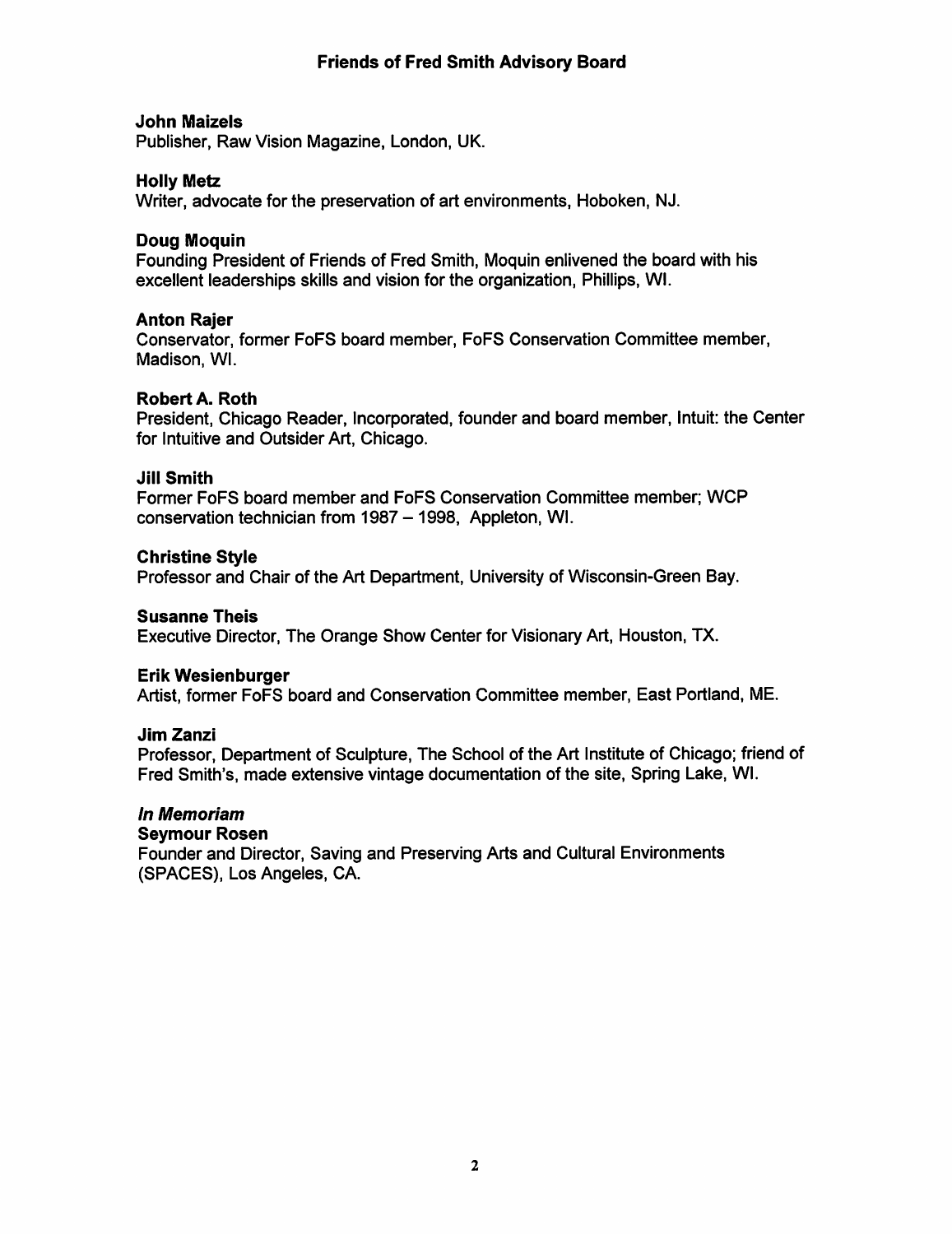## Friends of Fred Smith Advisory Board

**John Maizels**
Publisher, Raw Vision Magazine, London, UK.

**Holly Metz**
Writer, advocate for the preservation of art environments, Hoboken, NJ.

**Doug Moquin**
Founding President of Friends of Fred Smith, Moquin enlivened the board with his excellent leaderships skills and vision for the organization, Phillips, WI.

**Anton Rajer**
Conservator, former FoFS board member, FoFS Conservation Committee member, Madison, WI.

**Robert A. Roth**
President, Chicago Reader, Incorporated, founder and board member, Intuit: the Center for Intuitive and Outsider Art, Chicago.

**Jill Smith**
Former FoFS board member and FoFS Conservation Committee member; WCP conservation technician from 1987 – 1998, Appleton, WI.

**Christine Style**
Professor and Chair of the Art Department, University of Wisconsin-Green Bay.

**Susanne Theis**
Executive Director, The Orange Show Center for Visionary Art, Houston, TX.

**Erik Wesienburger**
Artist, former FoFS board and Conservation Committee member, East Portland, ME.

**Jim Zanzi**
Professor, Department of Sculpture, The School of the Art Institute of Chicago; friend of Fred Smith's, made extensive vintage documentation of the site, Spring Lake, WI.

***In Memoriam***
**Seymour Rosen**
Founder and Director, Saving and Preserving Arts and Cultural Environments (SPACES), Los Angeles, CA.